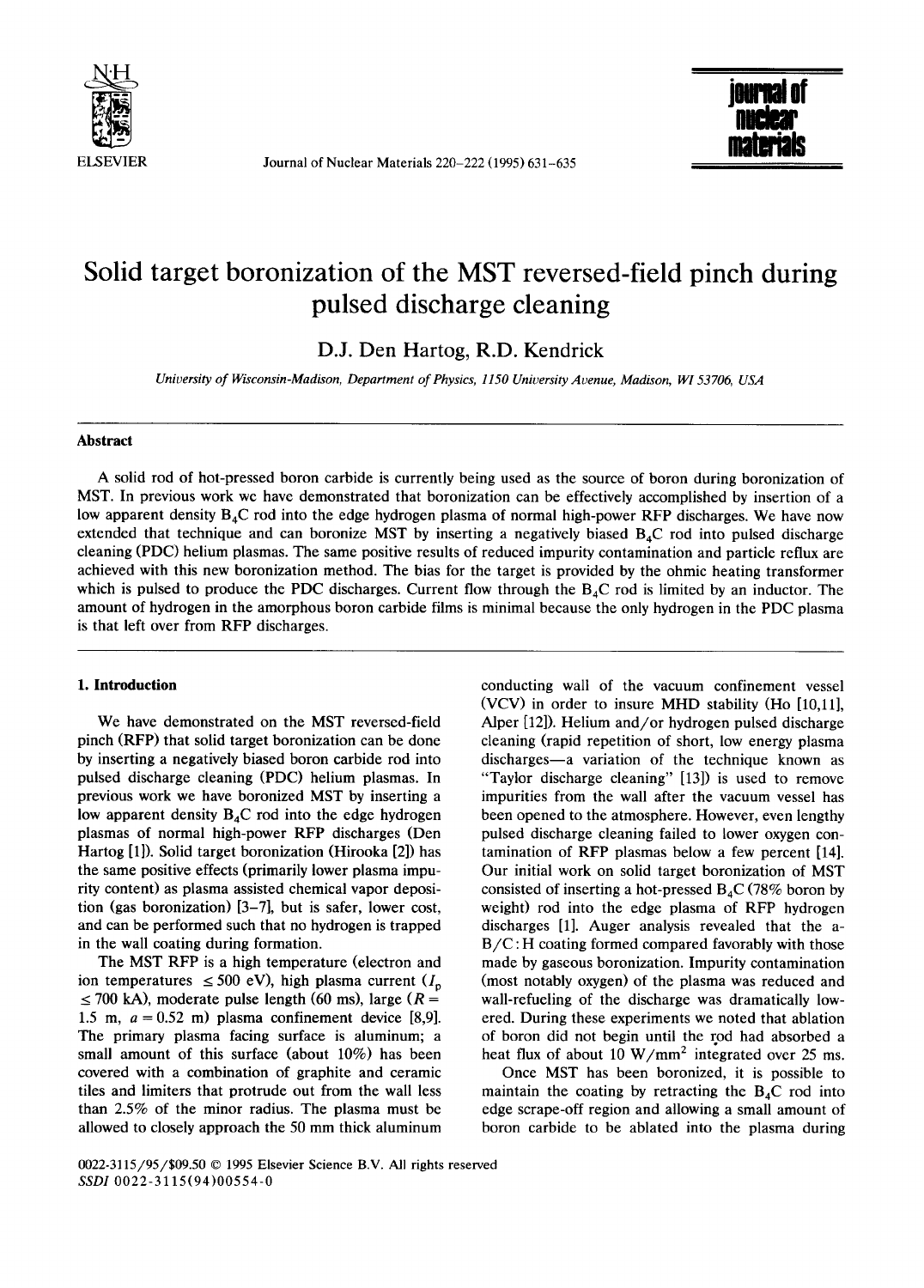# Solid target boronization of the MST reversed-field pinch during pulsed discharge cleaning

D.J. Den Hartog, R.D. Kendrick

*University of Wisconsin-Madison, Department of Physics, 1150 University Avenue, Madison, WI 53706, USA*

## Abstract

A solid rod of hot-pressed boron carbide is currently being used as the source of boron during boronization of MST. In previous work we have demonstrated that boronization can be effectively accomplished by insertion of a low apparent density $B_4C$ rod into the edge hydrogen plasma of normal high-power RFP discharges. We have now extended that technique and can boronize MST by inserting a negatively biased $B_4C$ rod into pulsed discharge cleaning (PDC) helium plasmas. The same positive results of reduced impurity contamination and particle reflux are achieved with this new boronization method. The bias for the target is provided by the ohmic heating transformer which is pulsed to produce the PDC discharges. Current flow through the $B_4C$ rod is limited by an inductor. The amount of hydrogen in the amorphous boron carbide films is minimal because the only hydrogen in the PDC plasma is that left over from RFP discharges.

## 1. Introduction

We have demonstrated on the MST reversed-field pinch (RFP) that solid target boronization can be done by inserting a negatively biased boron carbide rod into pulsed discharge cleaning (PDC) helium plasmas. In previous work we have boronized MST by inserting a low apparent density $B_4C$ rod into the edge hydrogen plasmas of normal high-power RFP discharges (Den Hartog [1]). Solid target boronization (Hirooka [2]) has the same positive effects (primarily lower plasma impurity content) as plasma assisted chemical vapor deposition (gas boronization) [3–7], but is safer, lower cost, and can be performed such that no hydrogen is trapped in the wall coating during formation.

The MST RFP is a high temperature (electron and ion temperatures $\leq 500$ eV), high plasma current ($I_p \leq 700$ kA), moderate pulse length (60 ms), large ($R = 1.5$ m, $a = 0.52$ m) plasma confinement device [8,9]. The primary plasma facing surface is aluminum; a small amount of this surface (about 10%) has been covered with a combination of graphite and ceramic tiles and limiters that protrude out from the wall less than 2.5% of the minor radius. The plasma must be allowed to closely approach the 50 mm thick aluminum conducting wall of the vacuum confinement vessel (VCV) in order to insure MHD stability (Ho [10,11], Alper [12]). Helium and/or hydrogen pulsed discharge cleaning (rapid repetition of short, low energy plasma discharges—a variation of the technique known as "Taylor discharge cleaning" [13]) is used to remove impurities from the wall after the vacuum vessel has been opened to the atmosphere. However, even lengthy pulsed discharge cleaning failed to lower oxygen contamination of RFP plasmas below a few percent [14]. Our initial work on solid target boronization of MST consisted of inserting a hot-pressed $B_4C$ (78% boron by weight) rod into the edge plasma of RFP hydrogen discharges [1]. Auger analysis revealed that the a-B/C:H coating formed compared favorably with those made by gaseous boronization. Impurity contamination (most notably oxygen) of the plasma was reduced and wall-refueling of the discharge was dramatically lowered. During these experiments we noted that ablation of boron did not begin until the rod had absorbed a heat flux of about 10 $W/mm^2$ integrated over 25 ms.

Once MST has been boronized, it is possible to maintain the coating by retracting the $B_4C$ rod into edge scrape-off region and allowing a small amount of boron carbide to be ablated into the plasma during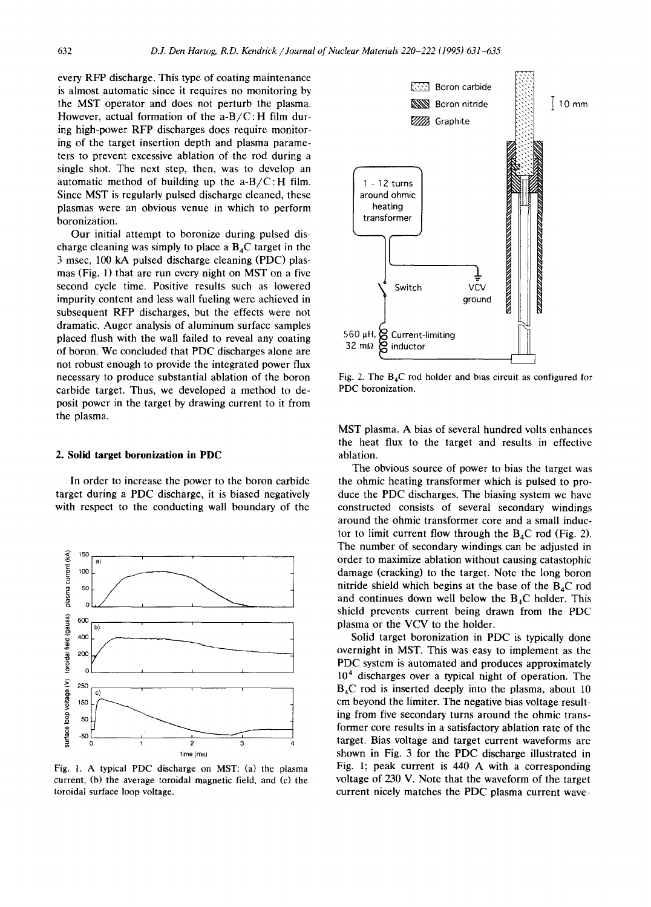every RFP discharge. This type of coating maintenance is almost automatic since it requires no monitoring by the MST operator and does not perturb the plasma. However, actual formation of the a-B/C:H film during high-power RFP discharges does require monitoring of the target insertion depth and plasma parameters to prevent excessive ablation of the rod during a single shot. The next step, then, was to develop an automatic method of building up the a-B/C:H film. Since MST is regularly pulsed discharge cleaned, these plasmas were an obvious venue in which to perform boronization.

Our initial attempt to boronize during pulsed discharge cleaning was simply to place a $B_4C$ target in the 3 msec, 100 kA pulsed discharge cleaning (PDC) plasmas (Fig. 1) that are run every night on MST on a five second cycle time. Positive results such as lowered impurity content and less wall fueling were achieved in subsequent RFP discharges, but the effects were not dramatic. Auger analysis of aluminum surface samples placed flush with the wall failed to reveal any coating of boron. We concluded that PDC discharges alone are not robust enough to provide the integrated power flux necessary to produce substantial ablation of the boron carbide target. Thus, we developed a method to deposit power in the target by drawing current to it from the plasma.

## 2. Solid target boronization in PDC

In order to increase the power to the boron carbide target during a PDC discharge, it is biased negatively with respect to the conducting wall boundary of the MST plasma. A bias of several hundred volts enhances the heat flux to the target and results in effective ablation.

Fig. 1. A typical PDC discharge on MST: (a) the plasma current, (b) the average toroidal magnetic field, and (c) the toroidal surface loop voltage.

Fig. 2. The $B_4C$ rod holder and bias circuit as configured for PDC boronization.

The obvious source of power to bias the target was the ohmic heating transformer which is pulsed to produce the PDC discharges. The biasing system we have constructed consists of several secondary windings around the ohmic transformer core and a small inductor to limit current flow through the $B_4C$ rod (Fig. 2). The number of secondary windings can be adjusted in order to maximize ablation without causing catastophic damage (cracking) to the target. Note the long boron nitride shield which begins at the base of the $B_4C$ rod and continues down well below the $B_4C$ holder. This shield prevents current being drawn from the PDC plasma or the VCV to the holder.

Solid target boronization in PDC is typically done overnight in MST. This was easy to implement as the PDC system is automated and produces approximately $10^4$ discharges over a typical night of operation. The $B_4C$ rod is inserted deeply into the plasma, about 10 cm beyond the limiter. The negative bias voltage resulting from five secondary turns around the ohmic transformer core results in a satisfactory ablation rate of the target. Bias voltage and target current waveforms are shown in Fig. 3 for the PDC discharge illustrated in Fig. 1; peak current is 440 A with a corresponding voltage of 230 V. Note that the waveform of the target current nicely matches the PDC plasma current wave-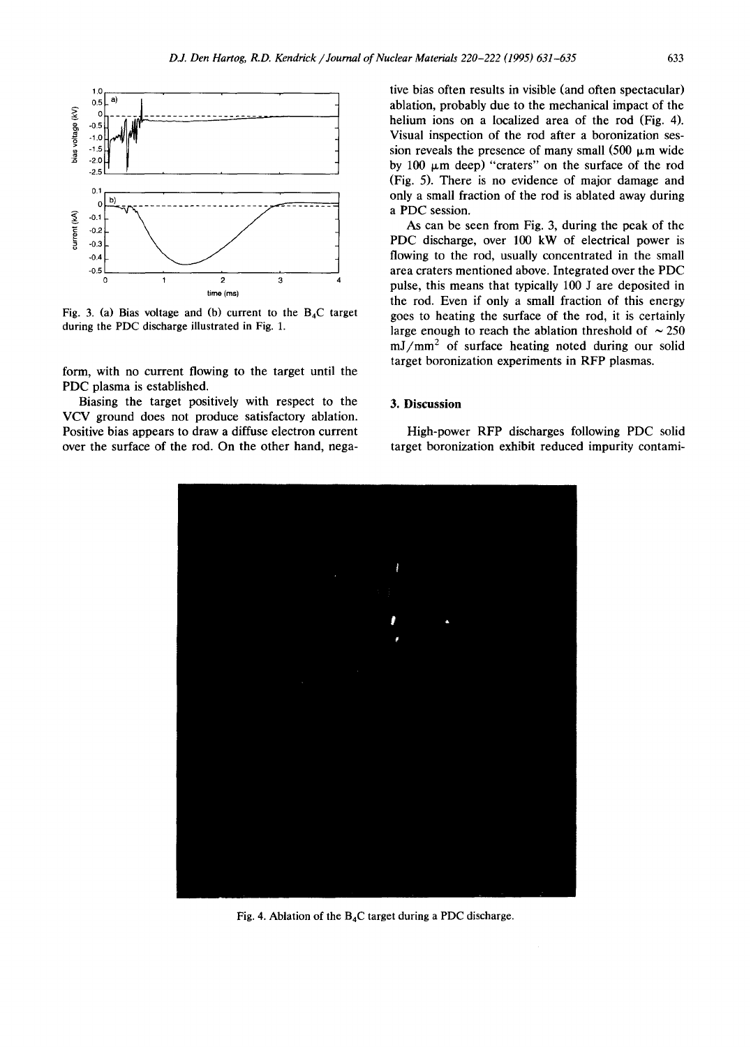Fig. 3. (a) Bias voltage and (b) current to the $B_4C$ target during the PDC discharge illustrated in Fig. 1.

form, with no current flowing to the target until the PDC plasma is established.

Biasing the target positively with respect to the VCV ground does not produce satisfactory ablation. Positive bias appears to draw a diffuse electron current over the surface of the rod. On the other hand, negative bias often results in visible (and often spectacular) ablation, probably due to the mechanical impact of the helium ions on a localized area of the rod (Fig. 4). Visual inspection of the rod after a boronization session reveals the presence of many small (500 μm wide by 100 μm deep) "craters" on the surface of the rod (Fig. 5). There is no evidence of major damage and only a small fraction of the rod is ablated away during a PDC session.

As can be seen from Fig. 3, during the peak of the PDC discharge, over 100 kW of electrical power is flowing to the rod, usually concentrated in the small area craters mentioned above. Integrated over the PDC pulse, this means that typically 100 J are deposited in the rod. Even if only a small fraction of this energy goes to heating the surface of the rod, it is certainly large enough to reach the ablation threshold of ~ 250 $mJ/mm^2$ of surface heating noted during our solid target boronization experiments in RFP plasmas.

## 3. Discussion

High-power RFP discharges following PDC solid target boronization exhibit reduced impurity contami-

Fig. 4. Ablation of the $B_4C$ target during a PDC discharge.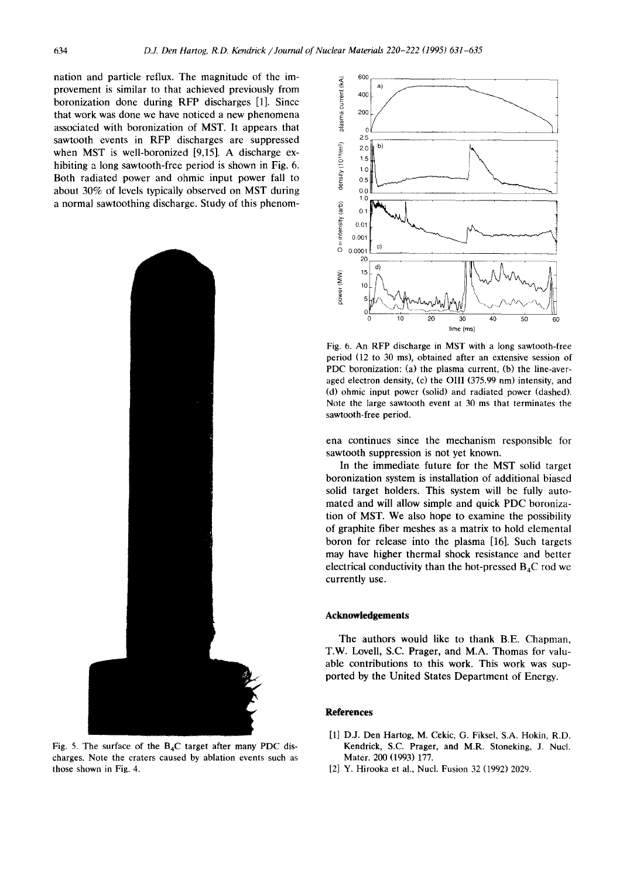nation and particle reflux. The magnitude of the improvement is similar to that achieved previously from boronization done during RFP discharges [1]. Since that work was done we have noticed a new phenomena associated with boronization of MST. It appears that sawtooth events in RFP discharges are suppressed when MST is well-boronized [9,15]. A discharge exhibiting a long sawtooth-free period is shown in Fig. 6. Both radiated power and ohmic input power fall to about 30% of levels typically observed on MST during a normal sawtoothing discharge. Study of this phenomena continues since the mechanism responsible for sawtooth suppression is not yet known.

Fig. 5. The surface of the $B_4C$ target after many PDC discharges. Note the craters caused by ablation events such as those shown in Fig. 4.

Fig. 6. An RFP discharge in MST with a long sawtooth-free period (12 to 30 ms), obtained after an extensive session of PDC boronization: (a) the plasma current, (b) the line-averaged electron density, (c) the OIII (375.99 nm) intensity, and (d) ohmic input power (solid) and radiated power (dashed). Note the large sawtooth event at 30 ms that terminates the sawtooth-free period.

In the immediate future for the MST solid target boronization system is installation of additional biased solid target holders. This system will be fully automated and will allow simple and quick PDC boronization of MST. We also hope to examine the possibility of graphite fiber meshes as a matrix to hold elemental boron for release into the plasma [16]. Such targets may have higher thermal shock resistance and better electrical conductivity than the hot-pressed $B_4C$ rod we currently use.

## Acknowledgements

The authors would like to thank B.E. Chapman, T.W. Lovell, S.C. Prager, and M.A. Thomas for valuable contributions to this work. This work was supported by the United States Department of Energy.

## References

[1] D.J. Den Hartog, M. Cekic, G. Fiksel, S.A. Hokin, R.D. Kendrick, S.C. Prager, and M.R. Stoneking, J. Nucl. Mater. 200 (1993) 177.

[2] Y. Hirooka et al., Nucl. Fusion 32 (1992) 2029.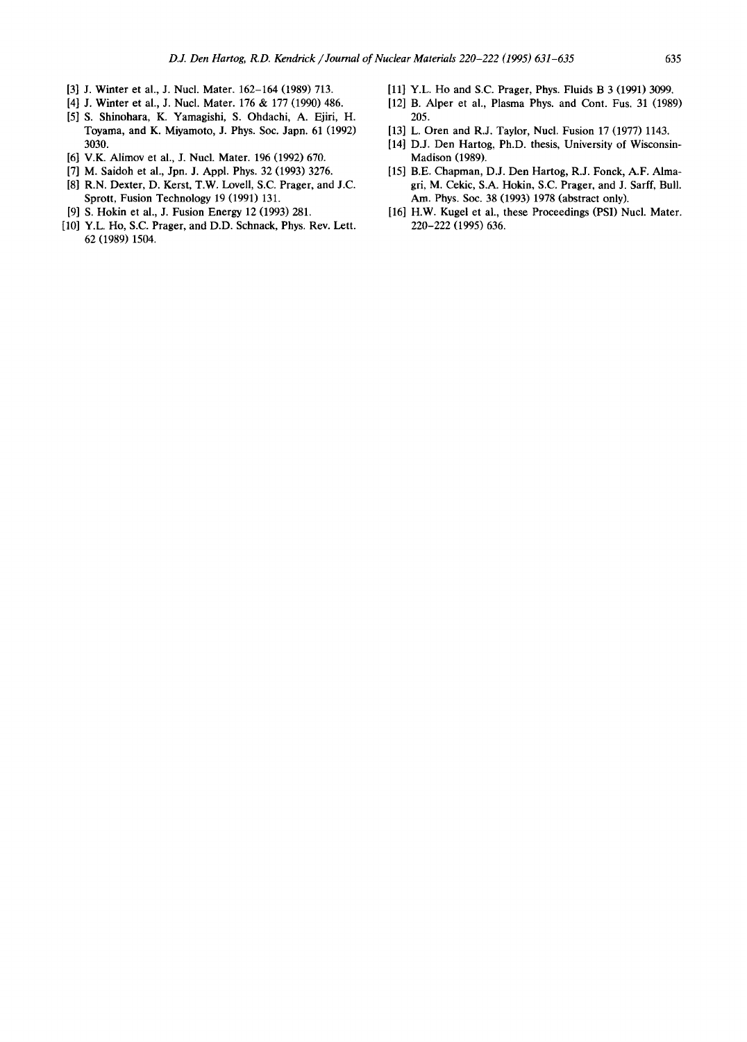[3] J. Winter et al., J. Nucl. Mater. 162–164 (1989) 713.

[4] J. Winter et al., J. Nucl. Mater. 176 & 177 (1990) 486.

[5] S. Shinohara, K. Yamagishi, S. Ohdachi, A. Ejiri, H. Toyama, and K. Miyamoto, J. Phys. Soc. Japn. 61 (1992) 3030.

[6] V.K. Alimov et al., J. Nucl. Mater. 196 (1992) 670.

[7] M. Saidoh et al., Jpn. J. Appl. Phys. 32 (1993) 3276.

[8] R.N. Dexter, D. Kerst, T.W. Lovell, S.C. Prager, and J.C. Sprott, Fusion Technology 19 (1991) 131.

[9] S. Hokin et al., J. Fusion Energy 12 (1993) 281.

[10] Y.L. Ho, S.C. Prager, and D.D. Schnack, Phys. Rev. Lett. 62 (1989) 1504.

[11] Y.L. Ho and S.C. Prager, Phys. Fluids B 3 (1991) 3099.

[12] B. Alper et al., Plasma Phys. and Cont. Fus. 31 (1989) 205.

[13] L. Oren and R.J. Taylor, Nucl. Fusion 17 (1977) 1143.

[14] D.J. Den Hartog, Ph.D. thesis, University of Wisconsin-Madison (1989).

[15] B.E. Chapman, D.J. Den Hartog, R.J. Fonck, A.F. Almagri, M. Cekic, S.A. Hokin, S.C. Prager, and J. Sarff, Bull. Am. Phys. Soc. 38 (1993) 1978 (abstract only).

[16] H.W. Kugel et al., these Proceedings (PSI) Nucl. Mater. 220–222 (1995) 636.